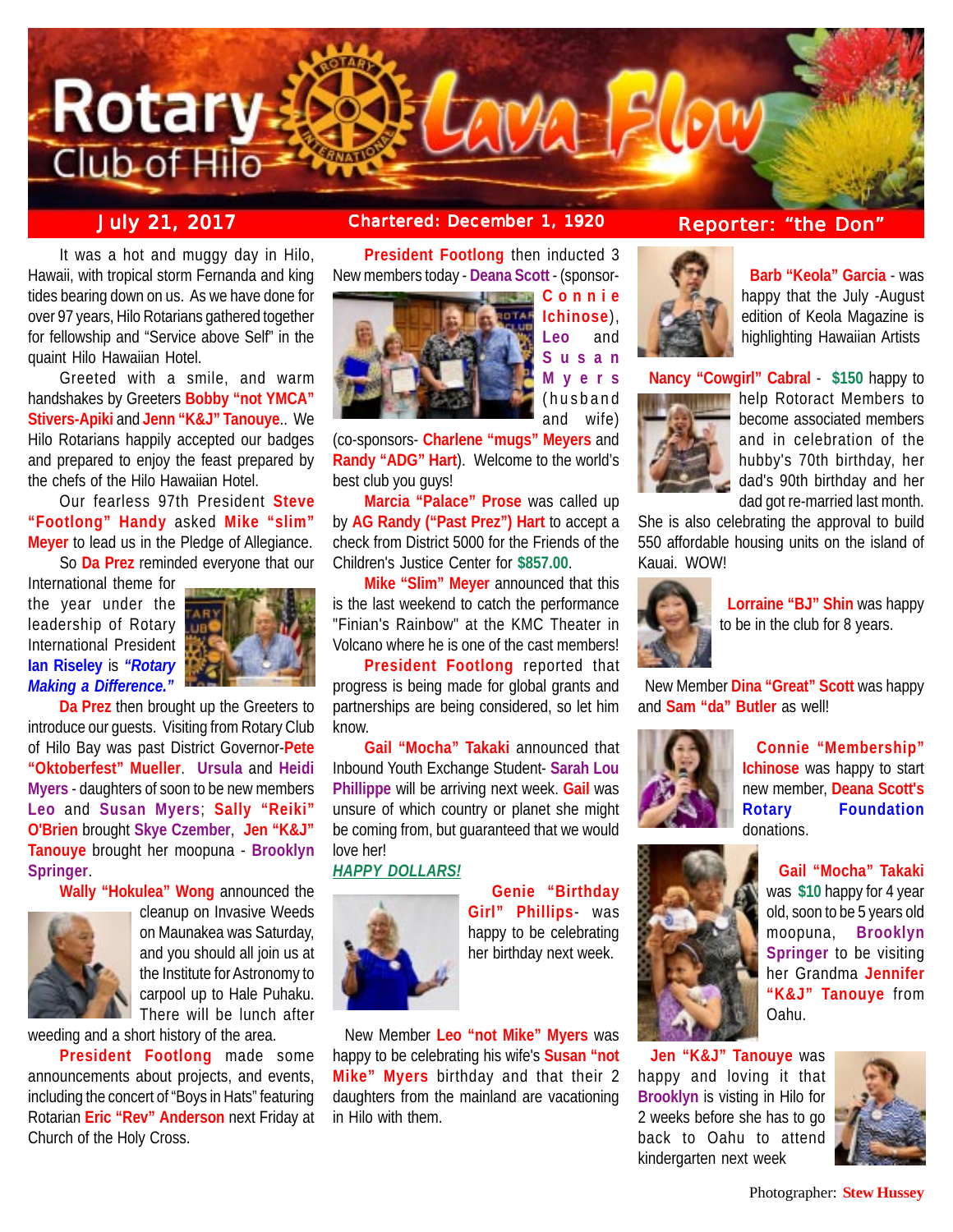# Rotary Club of Hilo — Lava Flow

**July 21, 2017** | **Chartered: December 1, 1920** | **Reporter: "the Don"**

It was a hot and muggy day in Hilo, Hawaii, with tropical storm Fernanda and king tides bearing down on us. As we have done for over 97 years, Hilo Rotarians gathered together for fellowship and "Service above Self" in the quaint Hilo Hawaiian Hotel.

Greeted with a smile, and warm handshakes by Greeters **Bobby "not YMCA" Stivers-Apiki** and **Jenn "K&J" Tanouye**.. We Hilo Rotarians happily accepted our badges and prepared to enjoy the feast prepared by the chefs of the Hilo Hawaiian Hotel.

Our fearless 97th President **Steve "Footlong" Handy** asked **Mike "slim" Meyer** to lead us in the Pledge of Allegiance.

So **Da Prez** reminded everyone that our International theme for the year under the leadership of Rotary International President **Ian Riseley** is ***"Rotary Making a Difference."***

**Da Prez** then brought up the Greeters to introduce our guests. Visiting from Rotary Club of Hilo Bay was past District Governor-**Pete "Oktoberfest" Mueller**. **Ursula** and **Heidi Myers** - daughters of soon to be new members **Leo** and **Susan Myers**; **Sally "Reiki" O'Brien** brought **Skye Czember**, **Jen "K&J" Tanouye** brought her moopuna - **Brooklyn Springer**.

**Wally "Hokulea" Wong** announced the cleanup on Invasive Weeds on Maunakea was Saturday, and you should all join us at the Institute for Astronomy to carpool up to Hale Puhaku. There will be lunch after weeding and a short history of the area.

**President Footlong** made some announcements about projects, and events, including the concert of "Boys in Hats" featuring Rotarian **Eric "Rev" Anderson** next Friday at Church of the Holy Cross.

**President Footlong** then inducted 3 New members today - **Deana Scott** - (sponsor-**Connie Ichinose**), **Leo** and **Susan Myers** (husband and wife) (co-sponsors- **Charlene "mugs" Meyers** and **Randy "ADG" Hart**). Welcome to the world's best club you guys!

**Marcia "Palace" Prose** was called up by **AG Randy ("Past Prez") Hart** to accept a check from District 5000 for the Friends of the Children's Justice Center for **$857.00**.

**Mike "Slim" Meyer** announced that this is the last weekend to catch the performance "Finian's Rainbow" at the KMC Theater in Volcano where he is one of the cast members!

**President Footlong** reported that progress is being made for global grants and partnerships are being considered, so let him know.

**Gail "Mocha" Takaki** announced that Inbound Youth Exchange Student- **Sarah Lou Phillippe** will be arriving next week. **Gail** was unsure of which country or planet she might be coming from, but guaranteed that we would love her!

## *HAPPY DOLLARS!*

**Genie "Birthday Girl" Phillips**- was happy to be celebrating her birthday next week.

New Member **Leo "not Mike" Myers** was happy to be celebrating his wife's **Susan "not Mike" Myers** birthday and that their 2 daughters from the mainland are vacationing in Hilo with them.

**Barb "Keola" Garcia** - was happy that the July -August edition of Keola Magazine is highlighting Hawaiian Artists

**Nancy "Cowgirl" Cabral** - **$150** happy to help Rotoract Members to become associated members and in celebration of the hubby's 70th birthday, her dad's 90th birthday and her dad got re-married last month. She is also celebrating the approval to build 550 affordable housing units on the island of Kauai. WOW!

**Lorraine "BJ" Shin** was happy to be in the club for 8 years.

New Member **Dina "Great" Scott** was happy and **Sam "da" Butler** as well!

**Connie "Membership" Ichinose** was happy to start new member, **Deana Scott's Rotary Foundation** donations.

**Gail "Mocha" Takaki** was **$10** happy for 4 year old, soon to be 5 years old moopuna, **Brooklyn Springer** to be visiting her Grandma **Jennifer "K&J" Tanouye** from Oahu.

**Jen "K&J" Tanouye** was happy and loving it that **Brooklyn** is visting in Hilo for 2 weeks before she has to go back to Oahu to attend kindergarten next week

Photographer: **Stew Hussey**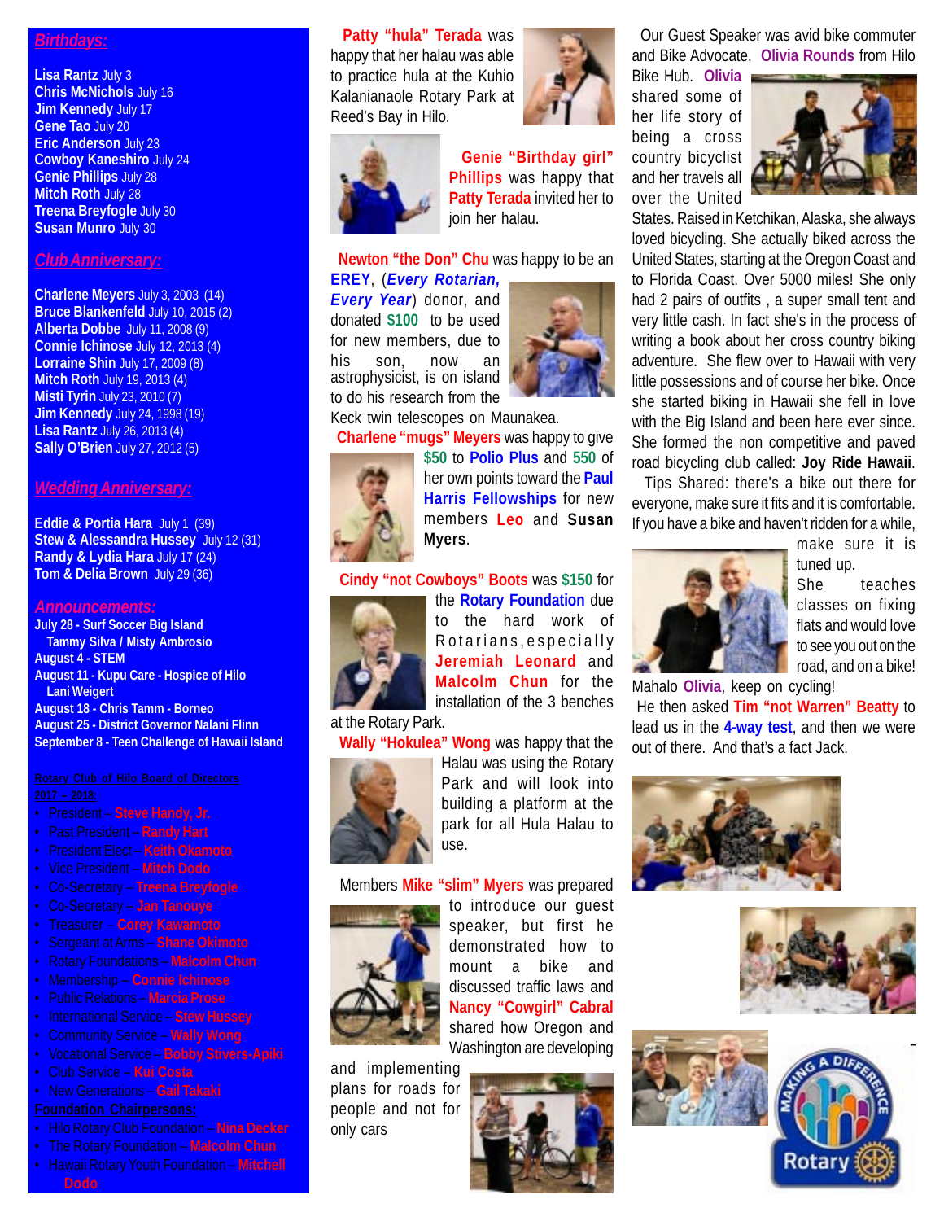## Birthdays:

**Lisa Rantz** July 3
**Chris McNichols** July 16
**Jim Kennedy** July 17
**Gene Tao** July 20
**Eric Anderson** July 23
**Cowboy Kaneshiro** July 24
**Genie Phillips** July 28
**Mitch Roth** July 28
**Treena Breyfogle** July 30
**Susan Munro** July 30

## Club Anniversary:

**Charlene Meyers** July 3, 2003 (14)
**Bruce Blankenfeld** July 10, 2015 (2)
**Alberta Dobbe** July 11, 2008 (9)
**Connie Ichinose** July 12, 2013 (4)
**Lorraine Shin** July 17, 2009 (8)
**Mitch Roth** July 19, 2013 (4)
**Misti Tyrin** July 23, 2010 (7)
**Jim Kennedy** July 24, 1998 (19)
**Lisa Rantz** July 26, 2013 (4)
**Sally O'Brien** July 27, 2012 (5)

## Wedding Anniversary:

**Eddie & Portia Hara** July 1 (39)
**Stew & Alessandra Hussey** July 12 (31)
**Randy & Lydia Hara** July 17 (24)
**Tom & Delia Brown** July 29 (36)

## Announcements:

**July 28 - Surf Soccer Big Island**
**Tammy Silva / Misty Ambrosio**
**August 4 - STEM**
**August 11 - Kupu Care - Hospice of Hilo**
**Lani Weigert**
**August 18 - Chris Tamm - Borneo**
**August 25 - District Governor Nalani Flinn**
**September 8 - Teen Challenge of Hawaii Island**

**Rotary Club of Hilo Board of Directors 2017 – 2018:**

- President – **Steve Handy, Jr.**
- Past President – **Randy Hart**
- President Elect – **Keith Okamoto**
- Vice President – **Mitch Dodo**
- Co-Secretary – **Treena Breyfogle**
- Co-Secretary – **Jan Tanouye**
- Treasurer – **Corey Kawamoto**
- Sergeant at Arms – **Shane Okimoto**
- Rotary Foundations – **Malcolm Chun**
- Membership – **Connie Ichinose**
- Public Relations – **Marcia Prose**
- International Service – **Stew Hussey**
- Community Service – **Wally Wong**
- Vocational Service – **Bobby Stivers-Apiki**
- Club Service – **Kui Costa**
- New Generations – **Gail Takaki**

**Foundation Chairpersons:**

- Hilo Rotary Club Foundation – **Nina Decker**
- The Rotary Foundation – **Malcolm Chun**
- Hawaii Rotary Youth Foundation – **Mitchell Dodo**

**Patty "hula" Terada** was happy that her halau was able to practice hula at the Kuhio Kalanianaole Rotary Park at Reed's Bay in Hilo.

**Genie "Birthday girl" Phillips** was happy that **Patty Terada** invited her to join her halau.

**Newton "the Don" Chu** was happy to be an **EREY**, (***Every Rotarian, Every Year***) donor, and donated **$100** to be used for new members, due to his son, now an astrophysicist, is on island to do his research from the Keck twin telescopes on Maunakea.

**Charlene "mugs" Meyers** was happy to give **$50** to **Polio Plus** and **550** of her own points toward the **Paul Harris Fellowships** for new members **Leo** and **Susan Myers**.

**Cindy "not Cowboys" Boots** was **$150** for the **Rotary Foundation** due to the hard work of Rotarians, especially **Jeremiah Leonard** and **Malcolm Chun** for the installation of the 3 benches at the Rotary Park.

**Wally "Hokulea" Wong** was happy that the Halau was using the Rotary Park and will look into building a platform at the park for all Hula Halau to use.

Members **Mike "slim" Myers** was prepared to introduce our guest speaker, but first he demonstrated how to mount a bike and discussed traffic laws and **Nancy "Cowgirl" Cabral** shared how Oregon and Washington are developing and implementing plans for roads for people and not for only cars

Our Guest Speaker was avid bike commuter and Bike Advocate, **Olivia Rounds** from Hilo Bike Hub. **Olivia** shared some of her life story of being a cross country bicyclist and her travels all over the United States. Raised in Ketchikan, Alaska, she always loved bicycling. She actually biked across the United States, starting at the Oregon Coast and to Florida Coast. Over 5000 miles! She only had 2 pairs of outfits , a super small tent and very little cash. In fact she's in the process of writing a book about her cross country biking adventure. She flew over to Hawaii with very little possessions and of course her bike. Once she started biking in Hawaii she fell in love with the Big Island and been here ever since. She formed the non competitive and paved road bicycling club called: **Joy Ride Hawaii**.

Tips Shared: there's a bike out there for everyone, make sure it fits and it is comfortable. If you have a bike and haven't ridden for a while, make sure it is tuned up.

She teaches classes on fixing flats and would love to see you out on the road, and on a bike!

Mahalo **Olivia**, keep on cycling!

He then asked **Tim "not Warren" Beatty** to lead us in the **4-way test**, and then we were out of there. And that's a fact Jack.